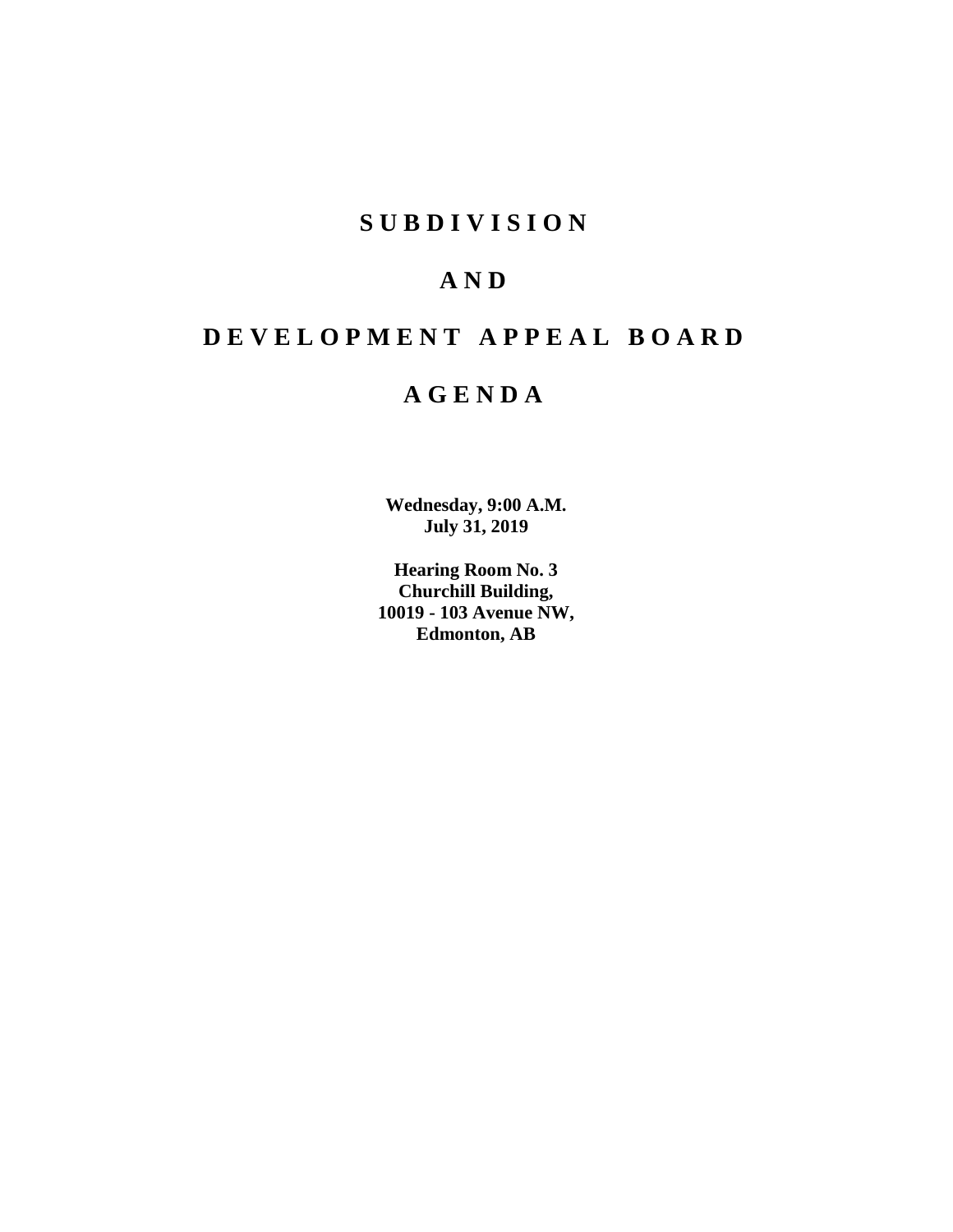# SUBDIVISION

# AND

# DEVELOPMENT APPEAL BOARD

# AGENDA

**Wednesday, 9:00 A.M.**
**July 31, 2019**

**Hearing Room No. 3**
**Churchill Building,**
**10019 - 103 Avenue NW,**
**Edmonton, AB**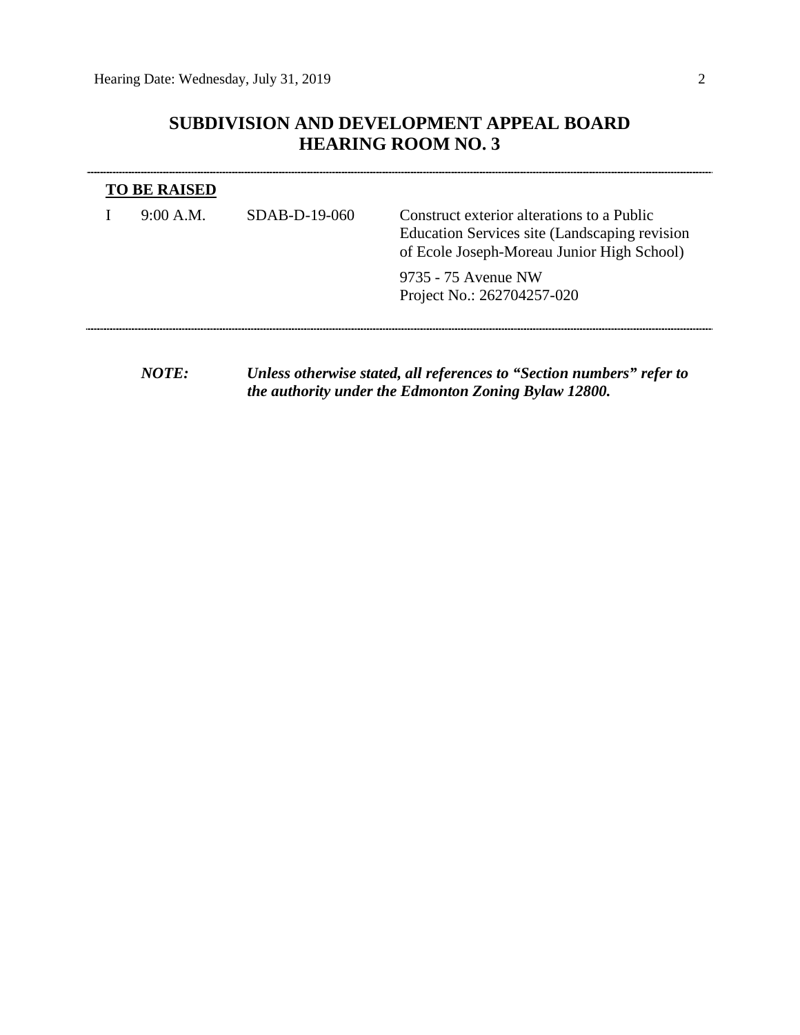# SUBDIVISION AND DEVELOPMENT APPEAL BOARD
# HEARING ROOM NO. 3

---

**TO BE RAISED**

| | | | |
|---|---|---|---|
| I | 9:00 A.M. | SDAB-D-19-060 | Construct exterior alterations to a Public Education Services site (Landscaping revision of Ecole Joseph-Moreau Junior High School) |
| | | | 9735 - 75 Avenue NW<br>Project No.: 262704257-020 |

---

***NOTE:*** ***Unless otherwise stated, all references to "Section numbers" refer to the authority under the Edmonton Zoning Bylaw 12800.***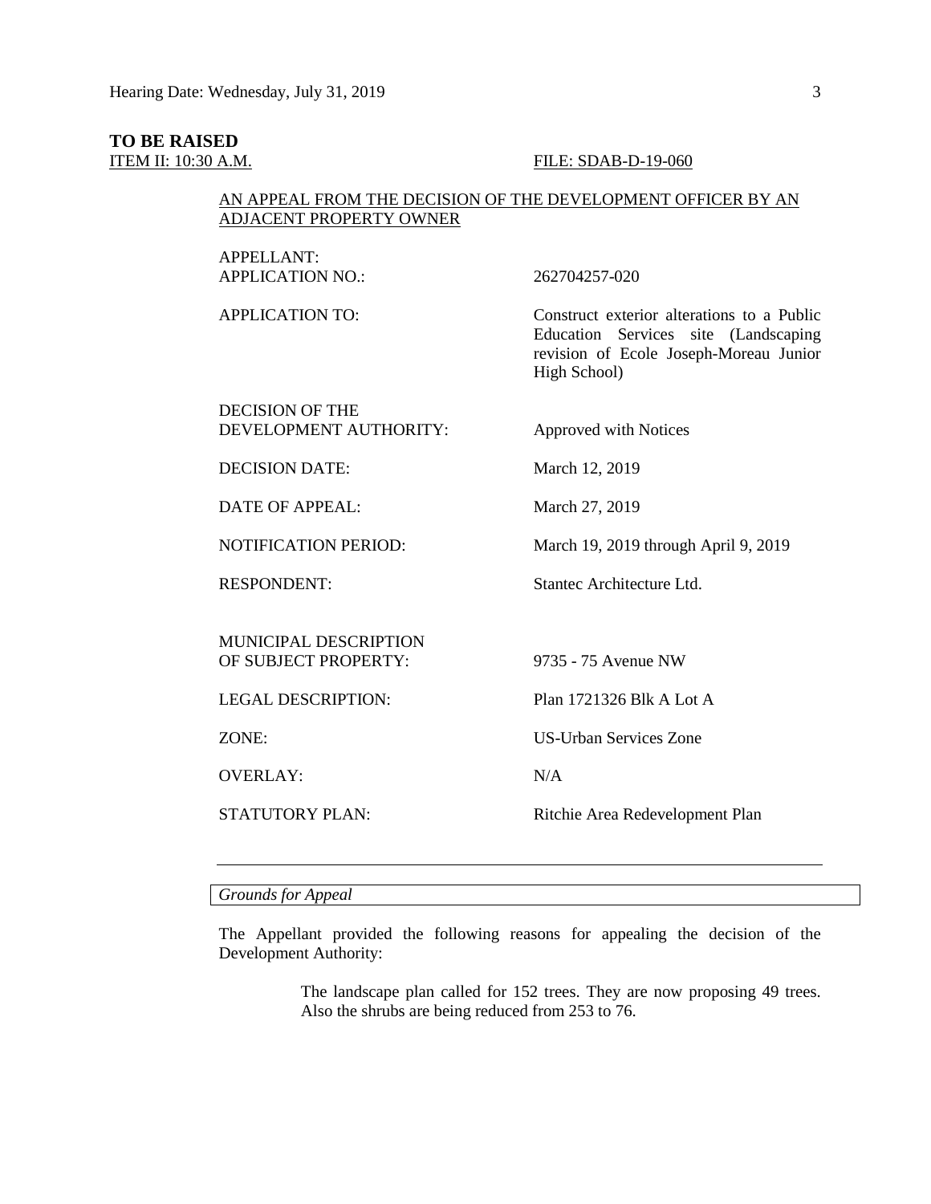**TO BE RAISED**

ITEM II: 10:30 A.M. FILE: SDAB-D-19-060

AN APPEAL FROM THE DECISION OF THE DEVELOPMENT OFFICER BY AN ADJACENT PROPERTY OWNER

| | |
|---|---|
| APPELLANT: | |
| APPLICATION NO.: | 262704257-020 |
| APPLICATION TO: | Construct exterior alterations to a Public Education Services site (Landscaping revision of Ecole Joseph-Moreau Junior High School) |
| DECISION OF THE DEVELOPMENT AUTHORITY: | Approved with Notices |
| DECISION DATE: | March 12, 2019 |
| DATE OF APPEAL: | March 27, 2019 |
| NOTIFICATION PERIOD: | March 19, 2019 through April 9, 2019 |
| RESPONDENT: | Stantec Architecture Ltd. |
| MUNICIPAL DESCRIPTION OF SUBJECT PROPERTY: | 9735 - 75 Avenue NW |
| LEGAL DESCRIPTION: | Plan 1721326 Blk A Lot A |
| ZONE: | US-Urban Services Zone |
| OVERLAY: | N/A |
| STATUTORY PLAN: | Ritchie Area Redevelopment Plan |

---

*Grounds for Appeal*

The Appellant provided the following reasons for appealing the decision of the Development Authority:

> The landscape plan called for 152 trees. They are now proposing 49 trees. Also the shrubs are being reduced from 253 to 76.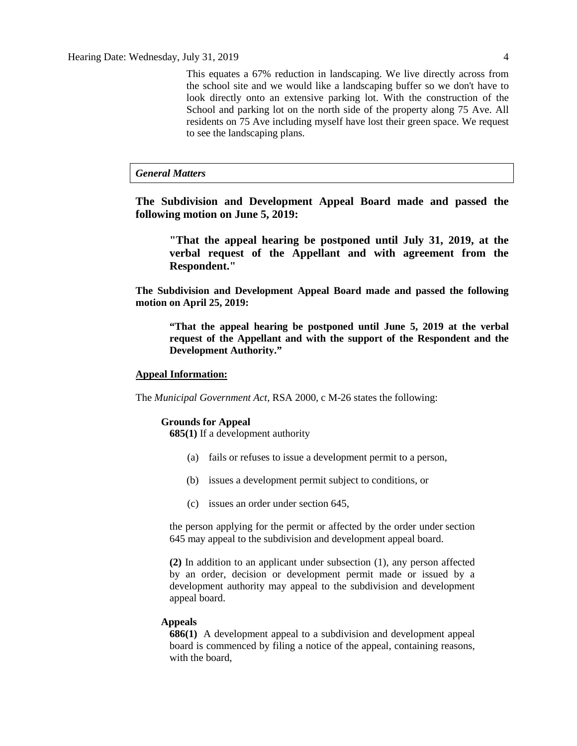This equates a 67% reduction in landscaping. We live directly across from the school site and we would like a landscaping buffer so we don't have to look directly onto an extensive parking lot. With the construction of the School and parking lot on the north side of the property along 75 Ave. All residents on 75 Ave including myself have lost their green space. We request to see the landscaping plans.

*General Matters*

**The Subdivision and Development Appeal Board made and passed the following motion on June 5, 2019:**

> **"That the appeal hearing be postponed until July 31, 2019, at the verbal request of the Appellant and with agreement from the Respondent."**

**The Subdivision and Development Appeal Board made and passed the following motion on April 25, 2019:**

> **"That the appeal hearing be postponed until June 5, 2019 at the verbal request of the Appellant and with the support of the Respondent and the Development Authority."**

**Appeal Information:**

The *Municipal Government Act*, RSA 2000, c M-26 states the following:

**Grounds for Appeal**

**685(1)** If a development authority

(a) fails or refuses to issue a development permit to a person,

(b) issues a development permit subject to conditions, or

(c) issues an order under section 645,

the person applying for the permit or affected by the order under section 645 may appeal to the subdivision and development appeal board.

**(2)** In addition to an applicant under subsection (1), any person affected by an order, decision or development permit made or issued by a development authority may appeal to the subdivision and development appeal board.

**Appeals**

**686(1)** A development appeal to a subdivision and development appeal board is commenced by filing a notice of the appeal, containing reasons, with the board,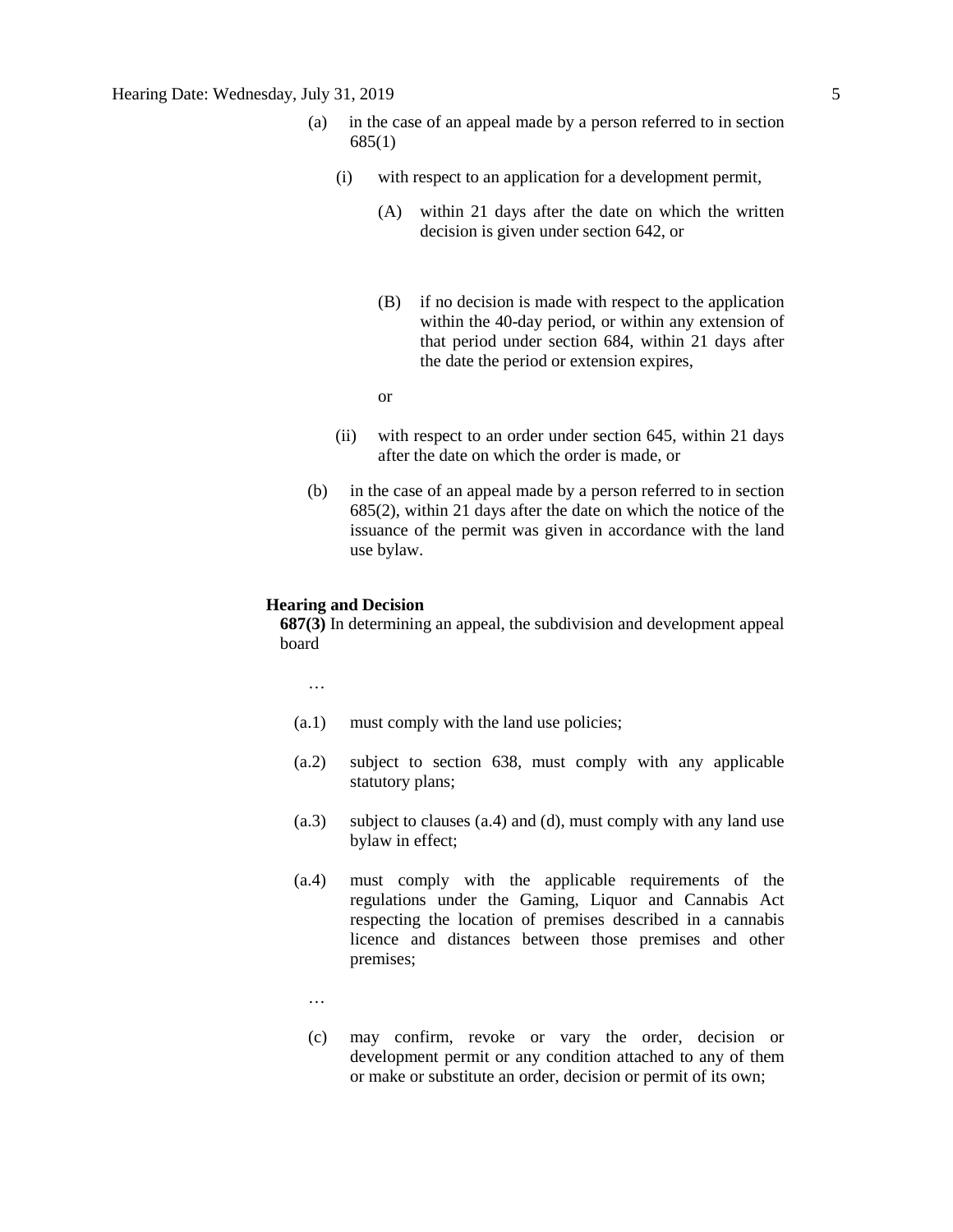(a) in the case of an appeal made by a person referred to in section 685(1)

  (i) with respect to an application for a development permit,

    (A) within 21 days after the date on which the written decision is given under section 642, or

    (B) if no decision is made with respect to the application within the 40-day period, or within any extension of that period under section 684, within 21 days after the date the period or extension expires,

    or

  (ii) with respect to an order under section 645, within 21 days after the date on which the order is made, or

(b) in the case of an appeal made by a person referred to in section 685(2), within 21 days after the date on which the notice of the issuance of the permit was given in accordance with the land use bylaw.

**Hearing and Decision**

**687(3)** In determining an appeal, the subdivision and development appeal board

…

(a.1) must comply with the land use policies;

(a.2) subject to section 638, must comply with any applicable statutory plans;

(a.3) subject to clauses (a.4) and (d), must comply with any land use bylaw in effect;

(a.4) must comply with the applicable requirements of the regulations under the Gaming, Liquor and Cannabis Act respecting the location of premises described in a cannabis licence and distances between those premises and other premises;

…

(c) may confirm, revoke or vary the order, decision or development permit or any condition attached to any of them or make or substitute an order, decision or permit of its own;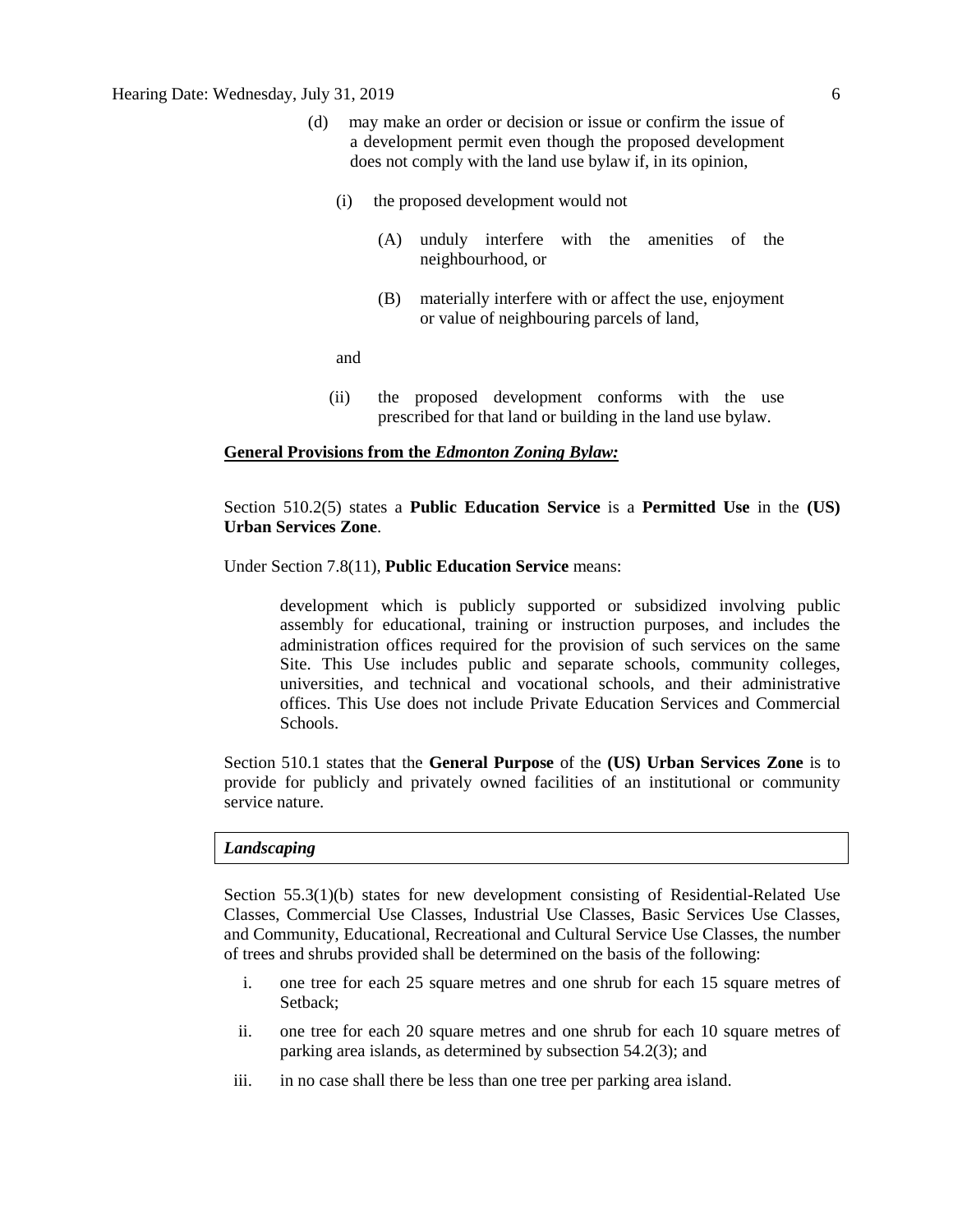(d) may make an order or decision or issue or confirm the issue of a development permit even though the proposed development does not comply with the land use bylaw if, in its opinion,

   (i) the proposed development would not

      (A) unduly interfere with the amenities of the neighbourhood, or

      (B) materially interfere with or affect the use, enjoyment or value of neighbouring parcels of land,

   and

   (ii) the proposed development conforms with the use prescribed for that land or building in the land use bylaw.

**General Provisions from the *Edmonton Zoning Bylaw:***

Section 510.2(5) states a **Public Education Service** is a **Permitted Use** in the **(US) Urban Services Zone**.

Under Section 7.8(11), **Public Education Service** means:

> development which is publicly supported or subsidized involving public assembly for educational, training or instruction purposes, and includes the administration offices required for the provision of such services on the same Site. This Use includes public and separate schools, community colleges, universities, and technical and vocational schools, and their administrative offices. This Use does not include Private Education Services and Commercial Schools.

Section 510.1 states that the **General Purpose** of the **(US) Urban Services Zone** is to provide for publicly and privately owned facilities of an institutional or community service nature.

***Landscaping***

Section 55.3(1)(b) states for new development consisting of Residential-Related Use Classes, Commercial Use Classes, Industrial Use Classes, Basic Services Use Classes, and Community, Educational, Recreational and Cultural Service Use Classes, the number of trees and shrubs provided shall be determined on the basis of the following:

i. one tree for each 25 square metres and one shrub for each 15 square metres of Setback;

ii. one tree for each 20 square metres and one shrub for each 10 square metres of parking area islands, as determined by subsection 54.2(3); and

iii. in no case shall there be less than one tree per parking area island.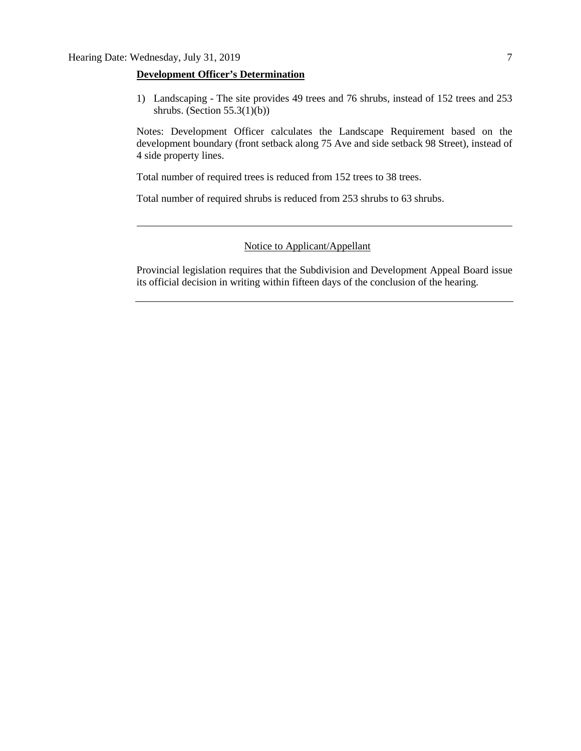**Development Officer's Determination**

1) Landscaping - The site provides 49 trees and 76 shrubs, instead of 152 trees and 253 shrubs. (Section 55.3(1)(b))

Notes: Development Officer calculates the Landscape Requirement based on the development boundary (front setback along 75 Ave and side setback 98 Street), instead of 4 side property lines.

Total number of required trees is reduced from 152 trees to 38 trees.

Total number of required shrubs is reduced from 253 shrubs to 63 shrubs.

---

Notice to Applicant/Appellant

Provincial legislation requires that the Subdivision and Development Appeal Board issue its official decision in writing within fifteen days of the conclusion of the hearing.

---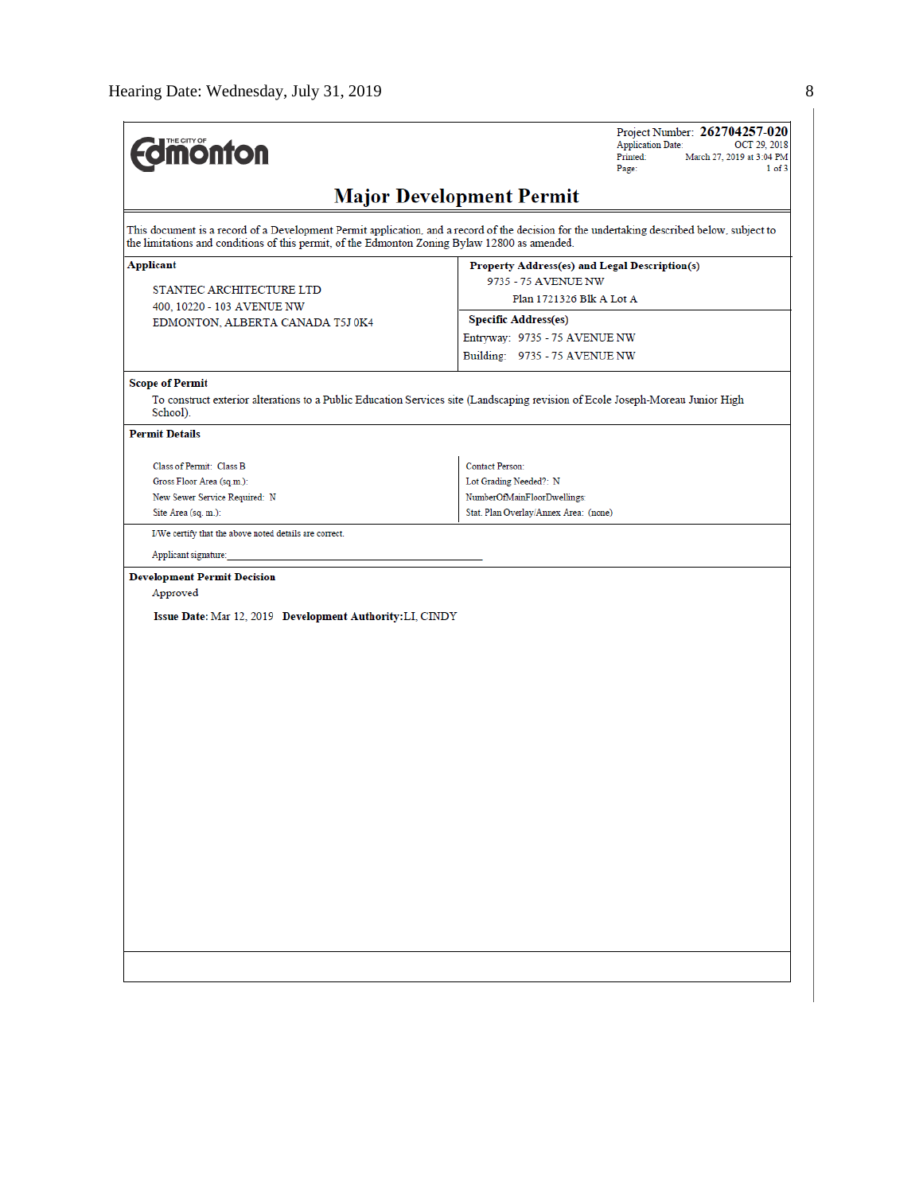Project Number: **262704257-020**
Application Date: OCT 29, 2018
Printed: March 27, 2019 at 3:04 PM
Page: 1 of 3

# Major Development Permit

This document is a record of a Development Permit application, and a record of the decision for the undertaking described below, subject to the limitations and conditions of this permit, of the Edmonton Zoning Bylaw 12800 as amended.

| **Applicant** | **Property Address(es) and Legal Description(s)** |
|---|---|
| STANTEC ARCHITECTURE LTD<br>400, 10220 - 103 AVENUE NW<br>EDMONTON, ALBERTA CANADA T5J 0K4 | 9735 - 75 AVENUE NW<br>Plan 1721326 Blk A Lot A |
| | **Specific Address(es)**<br>Entryway: 9735 - 75 AVENUE NW<br>Building: 9735 - 75 AVENUE NW |

**Scope of Permit**

To construct exterior alterations to a Public Education Services site (Landscaping revision of Ecole Joseph-Moreau Junior High School).

**Permit Details**

| | |
|---|---|
| Class of Permit: Class B | Contact Person: |
| Gross Floor Area (sq.m.): | Lot Grading Needed?: N |
| New Sewer Service Required: N | NumberOfMainFloorDwellings: |
| Site Area (sq. m.): | Stat. Plan Overlay/Annex Area: (none) |

I/We certify that the above noted details are correct.

Applicant signature:

**Development Permit Decision**

Approved

**Issue Date:** Mar 12, 2019 **Development Authority:** LI, CINDY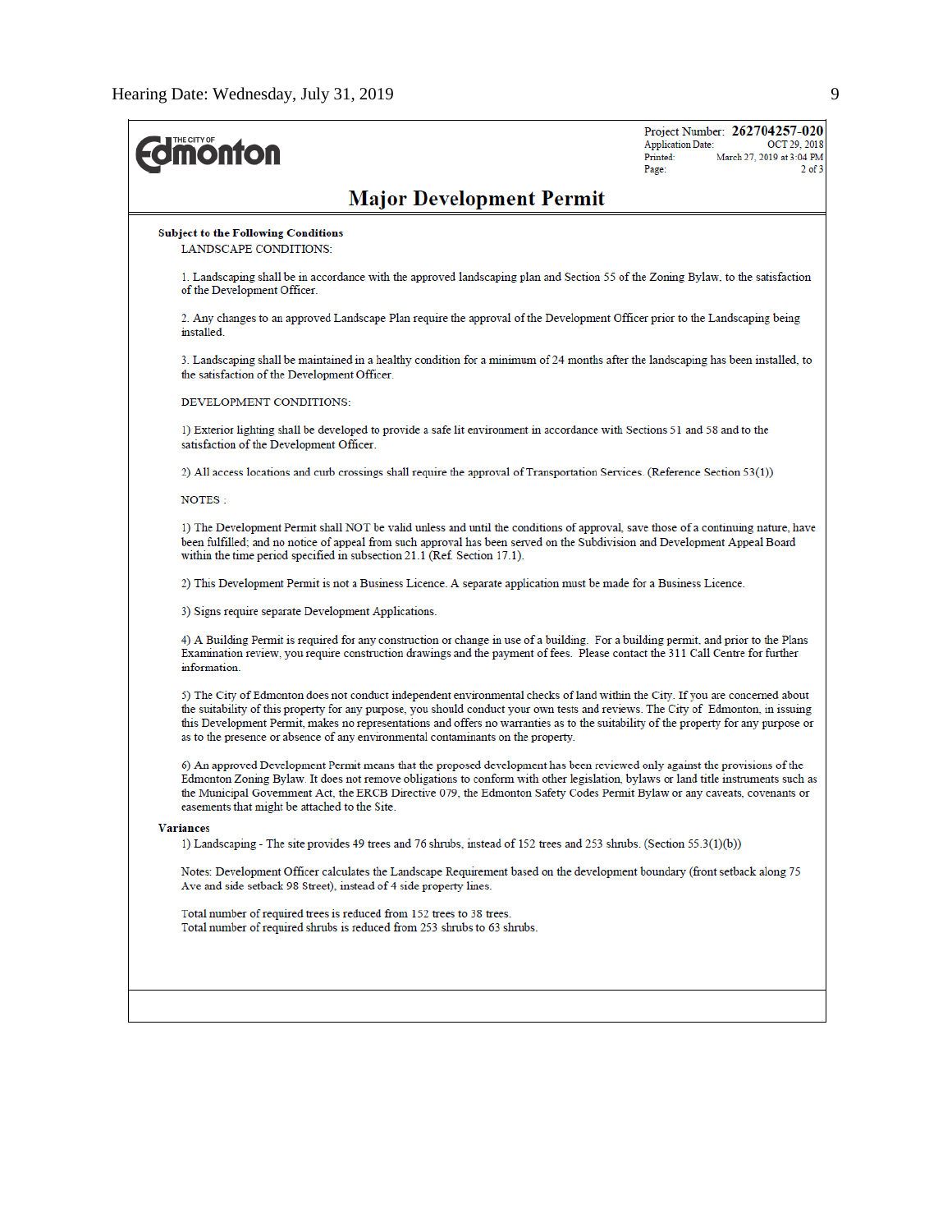Hearing Date: Wednesday, July 31, 2019

THE CITY OF Edmonton

Project Number: **262704257-020**
Application Date: OCT 29, 2018
Printed: March 27, 2019 at 3:04 PM
Page: 2 of 3

# Major Development Permit

**Subject to the Following Conditions**

LANDSCAPE CONDITIONS:

1. Landscaping shall be in accordance with the approved landscaping plan and Section 55 of the Zoning Bylaw, to the satisfaction of the Development Officer.

2. Any changes to an approved Landscape Plan require the approval of the Development Officer prior to the Landscaping being installed.

3. Landscaping shall be maintained in a healthy condition for a minimum of 24 months after the landscaping has been installed, to the satisfaction of the Development Officer.

DEVELOPMENT CONDITIONS:

1) Exterior lighting shall be developed to provide a safe lit environment in accordance with Sections 51 and 58 and to the satisfaction of the Development Officer.

2) All access locations and curb crossings shall require the approval of Transportation Services. (Reference Section 53(1))

NOTES :

1) The Development Permit shall NOT be valid unless and until the conditions of approval, save those of a continuing nature, have been fulfilled; and no notice of appeal from such approval has been served on the Subdivision and Development Appeal Board within the time period specified in subsection 21.1 (Ref. Section 17.1).

2) This Development Permit is not a Business Licence. A separate application must be made for a Business Licence.

3) Signs require separate Development Applications.

4) A Building Permit is required for any construction or change in use of a building. For a building permit, and prior to the Plans Examination review, you require construction drawings and the payment of fees. Please contact the 311 Call Centre for further information.

5) The City of Edmonton does not conduct independent environmental checks of land within the City. If you are concerned about the suitability of this property for any purpose, you should conduct your own tests and reviews. The City of Edmonton, in issuing this Development Permit, makes no representations and offers no warranties as to the suitability of the property for any purpose or as to the presence or absence of any environmental contaminants on the property.

6) An approved Development Permit means that the proposed development has been reviewed only against the provisions of the Edmonton Zoning Bylaw. It does not remove obligations to conform with other legislation, bylaws or land title instruments such as the Municipal Government Act, the ERCB Directive 079, the Edmonton Safety Codes Permit Bylaw or any caveats, covenants or easements that might be attached to the Site.

**Variances**

1) Landscaping - The site provides 49 trees and 76 shrubs, instead of 152 trees and 253 shrubs. (Section 55.3(1)(b))

Notes: Development Officer calculates the Landscape Requirement based on the development boundary (front setback along 75 Ave and side setback 98 Street), instead of 4 side property lines.

Total number of required trees is reduced from 152 trees to 38 trees.
Total number of required shrubs is reduced from 253 shrubs to 63 shrubs.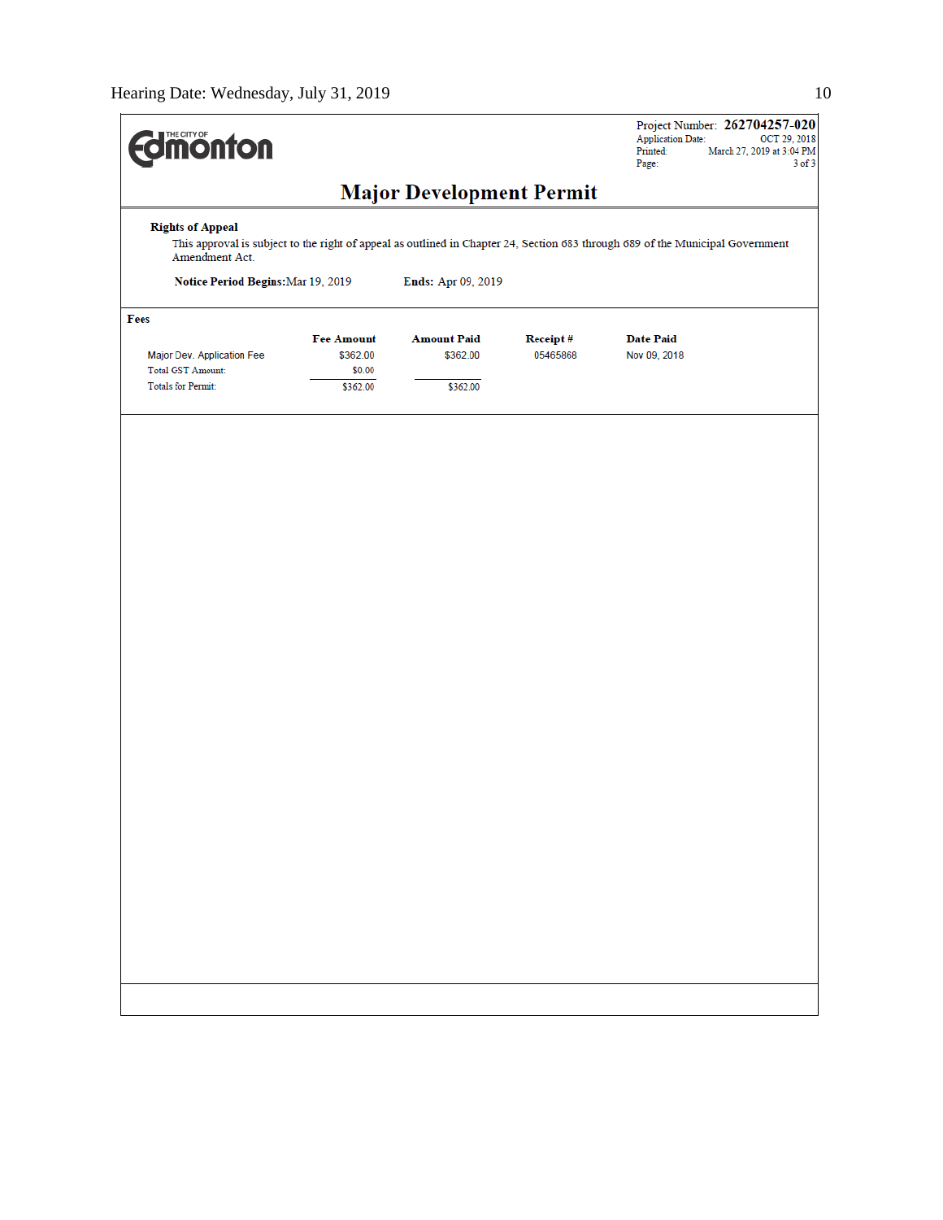THE CITY OF Edmonton

Project Number: **262704257-020**
Application Date: OCT 29, 2018
Printed: March 27, 2019 at 3:04 PM

# Major Development Permit

**Rights of Appeal**

This approval is subject to the right of appeal as outlined in Chapter 24, Section 683 through 689 of the Municipal Government Amendment Act.

**Notice Period Begins:** Mar 19, 2019 **Ends:** Apr 09, 2019

**Fees**

| | Fee Amount | Amount Paid | Receipt # | Date Paid |
|---|---|---|---|---|
| Major Dev. Application Fee | $362.00 | $362.00 | 05465868 | Nov 09, 2018 |
| Total GST Amount: | $0.00 | | | |
| Totals for Permit: | $362.00 | $362.00 | | |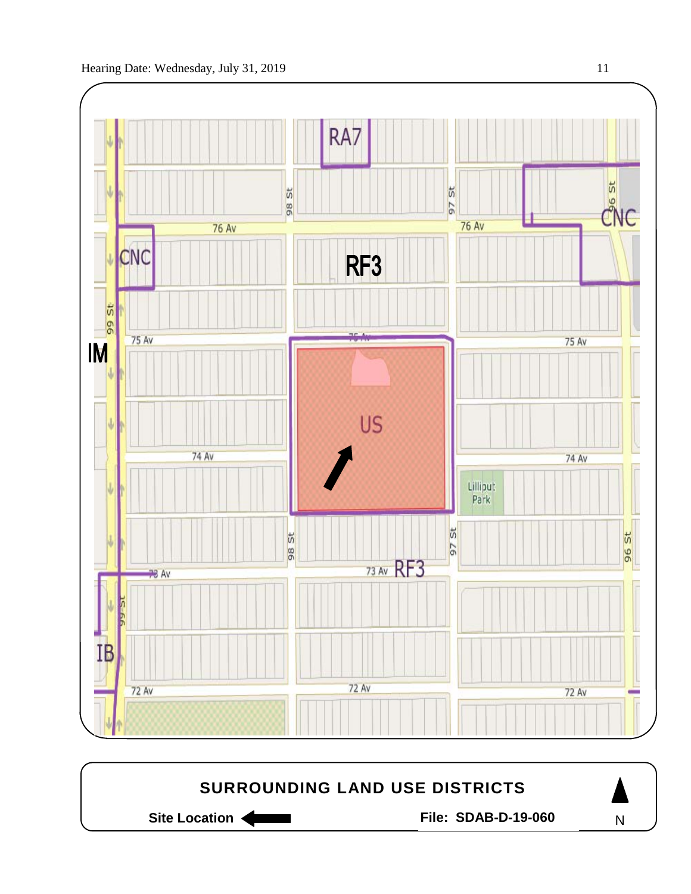RA7

98 St

97 St

76 Av

76 Av

96 St

CNC

CNC

RF3

99 St

75 Av

75 Av

75 Av

IM

US

74 Av

74 Av

Lilliput Park

98 St

97 St

96 St

73 Av

73 Av

RF3

99 St

IB

72 Av

72 Av

72 Av

**SURROUNDING LAND USE DISTRICTS**

**Site Location**

**File: SDAB-D-19-060**

N